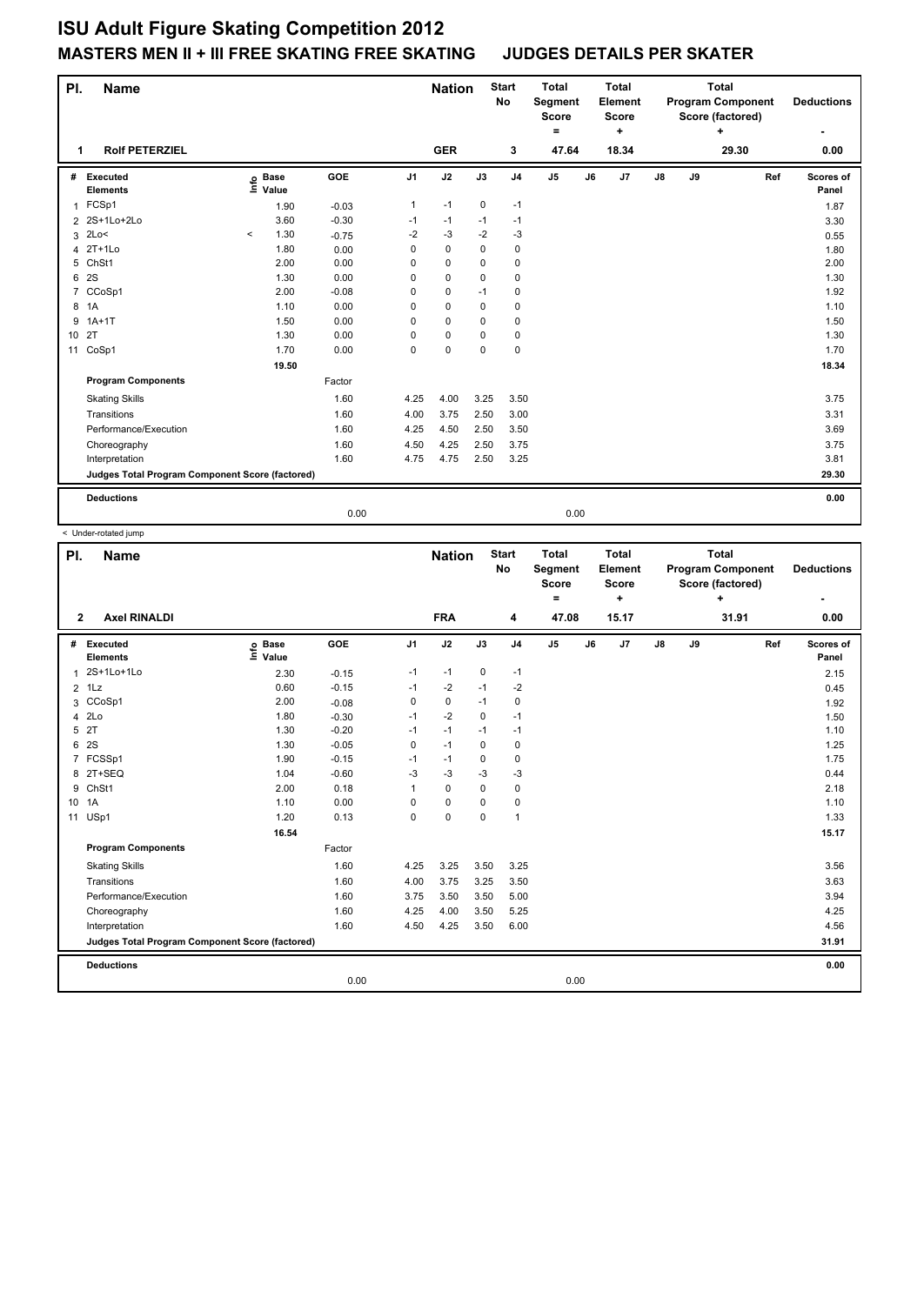# ISU Adult Figure Skating Competition 2012

## MASTERS MEN II + III FREE SKATING FREE SKATING JUDGES DETAILS PER SKATER

| Pl. | Name | Nation | Start No | Total Segment Score = | Total Element Score + | Total Program Component Score (factored) + | Deductions - |
|---|---|---|---|---|---|---|---|
| 1 | Rolf PETERZIEL | GER | 3 | 47.64 | 18.34 | 29.30 | 0.00 |

| # | Executed Elements | Info | Base Value | GOE | J1 | J2 | J3 | J4 | J5 | J6 | J7 | J8 | J9 | Ref | Scores of Panel |
|---|---|---|---|---|---|---|---|---|---|---|---|---|---|---|---|
| 1 | FCSp1 | | 1.90 | -0.03 | 1 | -1 | 0 | -1 | | | | | | | 1.87 |
| 2 | 2S+1Lo+2Lo | | 3.60 | -0.30 | -1 | -1 | -1 | -1 | | | | | | | 3.30 |
| 3 | 2Lo< | < | 1.30 | -0.75 | -2 | -3 | -2 | -3 | | | | | | | 0.55 |
| 4 | 2T+1Lo | | 1.80 | 0.00 | 0 | 0 | 0 | 0 | | | | | | | 1.80 |
| 5 | ChSt1 | | 2.00 | 0.00 | 0 | 0 | 0 | 0 | | | | | | | 2.00 |
| 6 | 2S | | 1.30 | 0.00 | 0 | 0 | 0 | 0 | | | | | | | 1.30 |
| 7 | CCoSp1 | | 2.00 | -0.08 | 0 | 0 | -1 | 0 | | | | | | | 1.92 |
| 8 | 1A | | 1.10 | 0.00 | 0 | 0 | 0 | 0 | | | | | | | 1.10 |
| 9 | 1A+1T | | 1.50 | 0.00 | 0 | 0 | 0 | 0 | | | | | | | 1.50 |
| 10 | 2T | | 1.30 | 0.00 | 0 | 0 | 0 | 0 | | | | | | | 1.30 |
| 11 | CoSp1 | | 1.70 | 0.00 | 0 | 0 | 0 | 0 | | | | | | | 1.70 |
| | | | 19.50 | | | | | | | | | | | | 18.34 |
| | **Program Components** | | | Factor | | | | | | | | | | | |
| | Skating Skills | | | 1.60 | 4.25 | 4.00 | 3.25 | 3.50 | | | | | | | 3.75 |
| | Transitions | | | 1.60 | 4.00 | 3.75 | 2.50 | 3.00 | | | | | | | 3.31 |
| | Performance/Execution | | | 1.60 | 4.25 | 4.50 | 2.50 | 3.50 | | | | | | | 3.69 |
| | Choreography | | | 1.60 | 4.50 | 4.25 | 2.50 | 3.75 | | | | | | | 3.75 |
| | Interpretation | | | 1.60 | 4.75 | 4.75 | 2.50 | 3.25 | | | | | | | 3.81 |
| | **Judges Total Program Component Score (factored)** | | | | | | | | | | | | | | 29.30 |
| | **Deductions** | | | 0.00 | | | | | 0.00 | | | | | | 0.00 |

< Under-rotated jump

| Pl. | Name | Nation | Start No | Total Segment Score = | Total Element Score + | Total Program Component Score (factored) + | Deductions - |
|---|---|---|---|---|---|---|---|
| 2 | Axel RINALDI | FRA | 4 | 47.08 | 15.17 | 31.91 | 0.00 |

| # | Executed Elements | Info | Base Value | GOE | J1 | J2 | J3 | J4 | J5 | J6 | J7 | J8 | J9 | Ref | Scores of Panel |
|---|---|---|---|---|---|---|---|---|---|---|---|---|---|---|---|
| 1 | 2S+1Lo+1Lo | | 2.30 | -0.15 | -1 | -1 | 0 | -1 | | | | | | | 2.15 |
| 2 | 1Lz | | 0.60 | -0.15 | -1 | -2 | -1 | -2 | | | | | | | 0.45 |
| 3 | CCoSp1 | | 2.00 | -0.08 | 0 | 0 | -1 | 0 | | | | | | | 1.92 |
| 4 | 2Lo | | 1.80 | -0.30 | -1 | -2 | 0 | -1 | | | | | | | 1.50 |
| 5 | 2T | | 1.30 | -0.20 | -1 | -1 | -1 | -1 | | | | | | | 1.10 |
| 6 | 2S | | 1.30 | -0.05 | 0 | -1 | 0 | 0 | | | | | | | 1.25 |
| 7 | FCSSp1 | | 1.90 | -0.15 | -1 | -1 | 0 | 0 | | | | | | | 1.75 |
| 8 | 2T+SEQ | | 1.04 | -0.60 | -3 | -3 | -3 | -3 | | | | | | | 0.44 |
| 9 | ChSt1 | | 2.00 | 0.18 | 1 | 0 | 0 | 0 | | | | | | | 2.18 |
| 10 | 1A | | 1.10 | 0.00 | 0 | 0 | 0 | 0 | | | | | | | 1.10 |
| 11 | USp1 | | 1.20 | 0.13 | 0 | 0 | 0 | 1 | | | | | | | 1.33 |
| | | | 16.54 | | | | | | | | | | | | 15.17 |
| | **Program Components** | | | Factor | | | | | | | | | | | |
| | Skating Skills | | | 1.60 | 4.25 | 3.25 | 3.50 | 3.25 | | | | | | | 3.56 |
| | Transitions | | | 1.60 | 4.00 | 3.75 | 3.25 | 3.50 | | | | | | | 3.63 |
| | Performance/Execution | | | 1.60 | 3.75 | 3.50 | 3.50 | 5.00 | | | | | | | 3.94 |
| | Choreography | | | 1.60 | 4.25 | 4.00 | 3.50 | 5.25 | | | | | | | 4.25 |
| | Interpretation | | | 1.60 | 4.50 | 4.25 | 3.50 | 6.00 | | | | | | | 4.56 |
| | **Judges Total Program Component Score (factored)** | | | | | | | | | | | | | | 31.91 |
| | **Deductions** | | | 0.00 | | | | | 0.00 | | | | | | 0.00 |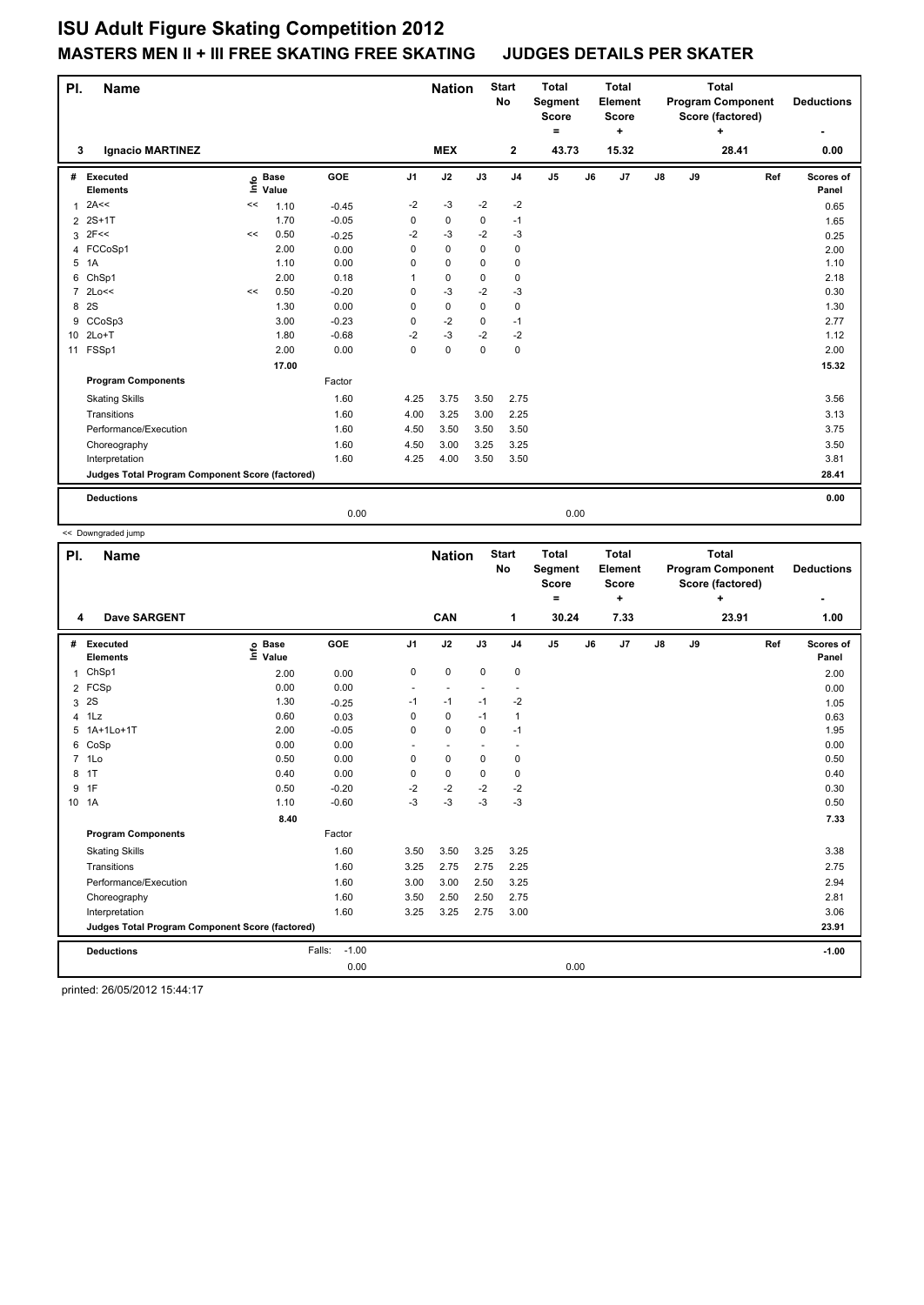# ISU Adult Figure Skating Competition 2012

## MASTERS MEN II + III FREE SKATING FREE SKATING JUDGES DETAILS PER SKATER

| Pl. | Name | Nation | Start No | Total Segment Score = | Total Element Score + | Total Program Component Score (factored) + | Deductions - |
|---|---|---|---|---|---|---|---|
| 3 | Ignacio MARTINEZ | MEX | 2 | 43.73 | 15.32 | 28.41 | 0.00 |

| # | Executed Elements | Info | Base Value | GOE | J1 | J2 | J3 | J4 | J5 | J6 | J7 | J8 | J9 | Ref | Scores of Panel |
|---|---|---|---|---|---|---|---|---|---|---|---|---|---|---|---|
| 1 | 2A<< | << | 1.10 | -0.45 | -2 | -3 | -2 | -2 | | | | | | | 0.65 |
| 2 | 2S+1T | | 1.70 | -0.05 | 0 | 0 | 0 | -1 | | | | | | | 1.65 |
| 3 | 2F<< | << | 0.50 | -0.25 | -2 | -3 | -2 | -3 | | | | | | | 0.25 |
| 4 | FCCoSp1 | | 2.00 | 0.00 | 0 | 0 | 0 | 0 | | | | | | | 2.00 |
| 5 | 1A | | 1.10 | 0.00 | 0 | 0 | 0 | 0 | | | | | | | 1.10 |
| 6 | ChSp1 | | 2.00 | 0.18 | 1 | 0 | 0 | 0 | | | | | | | 2.18 |
| 7 | 2Lo<< | << | 0.50 | -0.20 | 0 | -3 | -2 | -3 | | | | | | | 0.30 |
| 8 | 2S | | 1.30 | 0.00 | 0 | 0 | 0 | 0 | | | | | | | 1.30 |
| 9 | CCoSp3 | | 3.00 | -0.23 | 0 | -2 | 0 | -1 | | | | | | | 2.77 |
| 10 | 2Lo+T | | 1.80 | -0.68 | -2 | -3 | -2 | -2 | | | | | | | 1.12 |
| 11 | FSSp1 | | 2.00 | 0.00 | 0 | 0 | 0 | 0 | | | | | | | 2.00 |
| | | | 17.00 | | | | | | | | | | | | 15.32 |
| | **Program Components** | | | Factor | | | | | | | | | | | |
| | Skating Skills | | | 1.60 | 4.25 | 3.75 | 3.50 | 2.75 | | | | | | | 3.56 |
| | Transitions | | | 1.60 | 4.00 | 3.25 | 3.00 | 2.25 | | | | | | | 3.13 |
| | Performance/Execution | | | 1.60 | 4.50 | 3.50 | 3.50 | 3.50 | | | | | | | 3.75 |
| | Choreography | | | 1.60 | 4.50 | 3.00 | 3.25 | 3.25 | | | | | | | 3.50 |
| | Interpretation | | | 1.60 | 4.25 | 4.00 | 3.50 | 3.50 | | | | | | | 3.81 |
| | **Judges Total Program Component Score (factored)** | | | | | | | | | | | | | | 28.41 |
| | **Deductions** | | | | | | | | | | | | | | 0.00 |
| | | | | 0.00 | | | | | 0.00 | | | | | | |

<< Downgraded jump

| Pl. | Name | Nation | Start No | Total Segment Score = | Total Element Score + | Total Program Component Score (factored) + | Deductions - |
|---|---|---|---|---|---|---|---|
| 4 | Dave SARGENT | CAN | 1 | 30.24 | 7.33 | 23.91 | 1.00 |

| # | Executed Elements | Info | Base Value | GOE | J1 | J2 | J3 | J4 | J5 | J6 | J7 | J8 | J9 | Ref | Scores of Panel |
|---|---|---|---|---|---|---|---|---|---|---|---|---|---|---|---|
| 1 | ChSp1 | | 2.00 | 0.00 | 0 | 0 | 0 | 0 | | | | | | | 2.00 |
| 2 | FCSp | | 0.00 | 0.00 | - | - | - | - | | | | | | | 0.00 |
| 3 | 2S | | 1.30 | -0.25 | -1 | -1 | -1 | -2 | | | | | | | 1.05 |
| 4 | 1Lz | | 0.60 | 0.03 | 0 | 0 | -1 | 1 | | | | | | | 0.63 |
| 5 | 1A+1Lo+1T | | 2.00 | -0.05 | 0 | 0 | 0 | -1 | | | | | | | 1.95 |
| 6 | CoSp | | 0.00 | 0.00 | - | - | - | - | | | | | | | 0.00 |
| 7 | 1Lo | | 0.50 | 0.00 | 0 | 0 | 0 | 0 | | | | | | | 0.50 |
| 8 | 1T | | 0.40 | 0.00 | 0 | 0 | 0 | 0 | | | | | | | 0.40 |
| 9 | 1F | | 0.50 | -0.20 | -2 | -2 | -2 | -2 | | | | | | | 0.30 |
| 10 | 1A | | 1.10 | -0.60 | -3 | -3 | -3 | -3 | | | | | | | 0.50 |
| | | | 8.40 | | | | | | | | | | | | 7.33 |
| | **Program Components** | | | Factor | | | | | | | | | | | |
| | Skating Skills | | | 1.60 | 3.50 | 3.50 | 3.25 | 3.25 | | | | | | | 3.38 |
| | Transitions | | | 1.60 | 3.25 | 2.75 | 2.75 | 2.25 | | | | | | | 2.75 |
| | Performance/Execution | | | 1.60 | 3.00 | 3.00 | 2.50 | 3.25 | | | | | | | 2.94 |
| | Choreography | | | 1.60 | 3.50 | 2.50 | 2.50 | 2.75 | | | | | | | 2.81 |
| | Interpretation | | | 1.60 | 3.25 | 3.25 | 2.75 | 3.00 | | | | | | | 3.06 |
| | **Judges Total Program Component Score (factored)** | | | | | | | | | | | | | | 23.91 |
| | **Deductions** | | Falls: | -1.00 | | | | | | | | | | | -1.00 |
| | | | | 0.00 | | | | | 0.00 | | | | | | |

printed: 26/05/2012 15:44:17